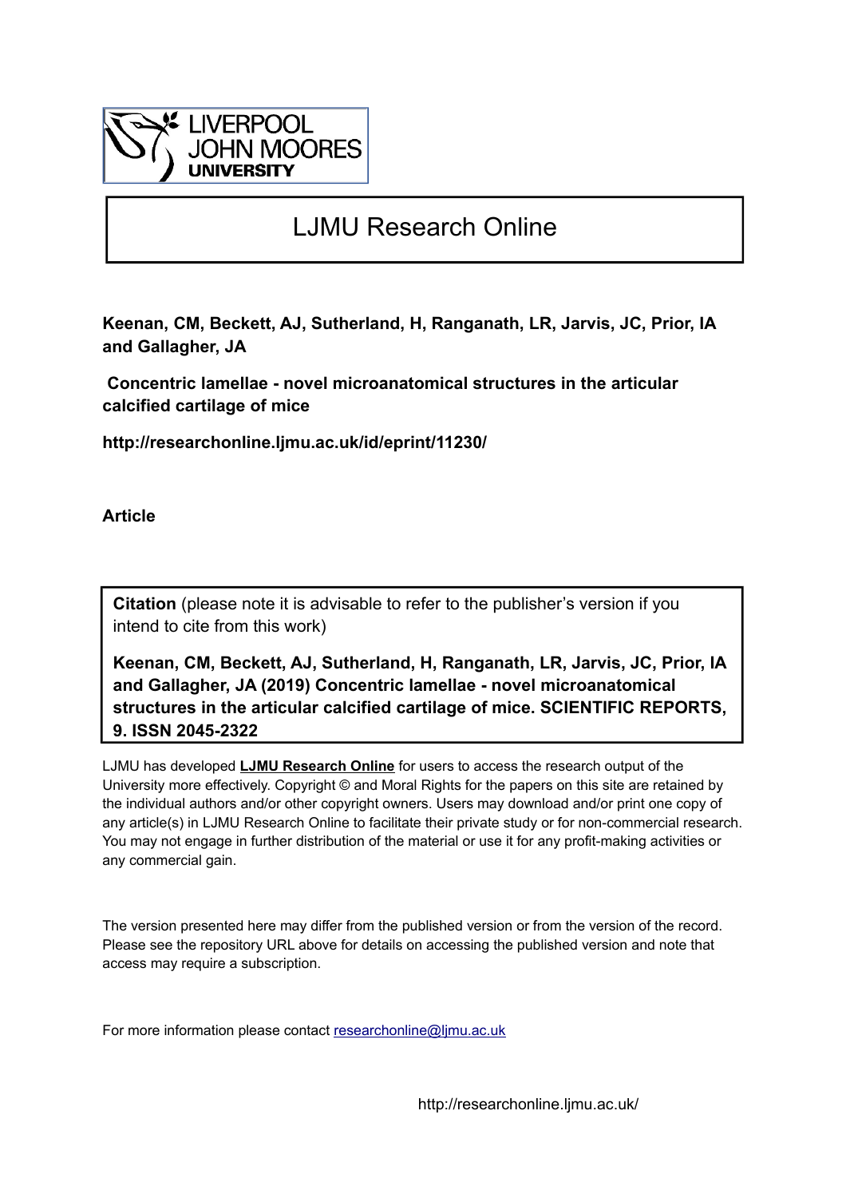LIVERPOOL JOHN MOORES UNIVERSITY

# LJMU Research Online

**Keenan, CM, Beckett, AJ, Sutherland, H, Ranganath, LR, Jarvis, JC, Prior, IA and Gallagher, JA**

**Concentric lamellae - novel microanatomical structures in the articular calcified cartilage of mice**

**http://researchonline.ljmu.ac.uk/id/eprint/11230/**

**Article**

**Citation** (please note it is advisable to refer to the publisher's version if you intend to cite from this work)

**Keenan, CM, Beckett, AJ, Sutherland, H, Ranganath, LR, Jarvis, JC, Prior, IA and Gallagher, JA (2019) Concentric lamellae - novel microanatomical structures in the articular calcified cartilage of mice. SCIENTIFIC REPORTS, 9. ISSN 2045-2322**

LJMU has developed **LJMU Research Online** for users to access the research output of the University more effectively. Copyright © and Moral Rights for the papers on this site are retained by the individual authors and/or other copyright owners. Users may download and/or print one copy of any article(s) in LJMU Research Online to facilitate their private study or for non-commercial research. You may not engage in further distribution of the material or use it for any profit-making activities or any commercial gain.

The version presented here may differ from the published version or from the version of the record. Please see the repository URL above for details on accessing the published version and note that access may require a subscription.

For more information please contact researchonline@ljmu.ac.uk

http://researchonline.ljmu.ac.uk/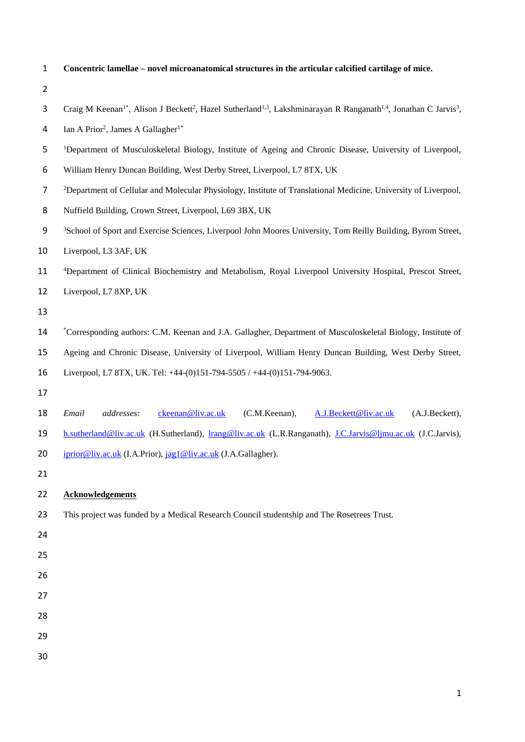# Concentric lamellae – novel microanatomical structures in the articular calcified cartilage of mice.

Craig M Keenan[1*], Alison J Beckett[2], Hazel Sutherland[1,3], Lakshminarayan R Ranganath[1,4], Jonathan C Jarvis[3], Ian A Prior[2], James A Gallagher[1*]

[1]Department of Musculoskeletal Biology, Institute of Ageing and Chronic Disease, University of Liverpool, William Henry Duncan Building, West Derby Street, Liverpool, L7 8TX, UK

[2]Department of Cellular and Molecular Physiology, Institute of Translational Medicine, University of Liverpool, Nuffield Building, Crown Street, Liverpool, L69 3BX, UK

[3]School of Sport and Exercise Sciences, Liverpool John Moores University, Tom Reilly Building, Byrom Street, Liverpool, L3 3AF, UK

[4]Department of Clinical Biochemistry and Metabolism, Royal Liverpool University Hospital, Prescot Street, Liverpool, L7 8XP, UK

[*]Corresponding authors: C.M. Keenan and J.A. Gallagher, Department of Musculoskeletal Biology, Institute of Ageing and Chronic Disease, University of Liverpool, William Henry Duncan Building, West Derby Street, Liverpool, L7 8TX, UK. Tel: +44-(0)151-794-5505 / +44-(0)151-794-9063.

*Email addresses:* ckeenan@liv.ac.uk (C.M.Keenan), A.J.Beckett@liv.ac.uk (A.J.Beckett), h.sutherland@liv.ac.uk (H.Sutherland), lrang@liv.ac.uk (L.R.Ranganath), J.C.Jarvis@ljmu.ac.uk (J.C.Jarvis), iprior@liv.ac.uk (I.A.Prior), jag1@liv.ac.uk (J.A.Gallagher).

## Acknowledgements

This project was funded by a Medical Research Council studentship and The Rosetrees Trust.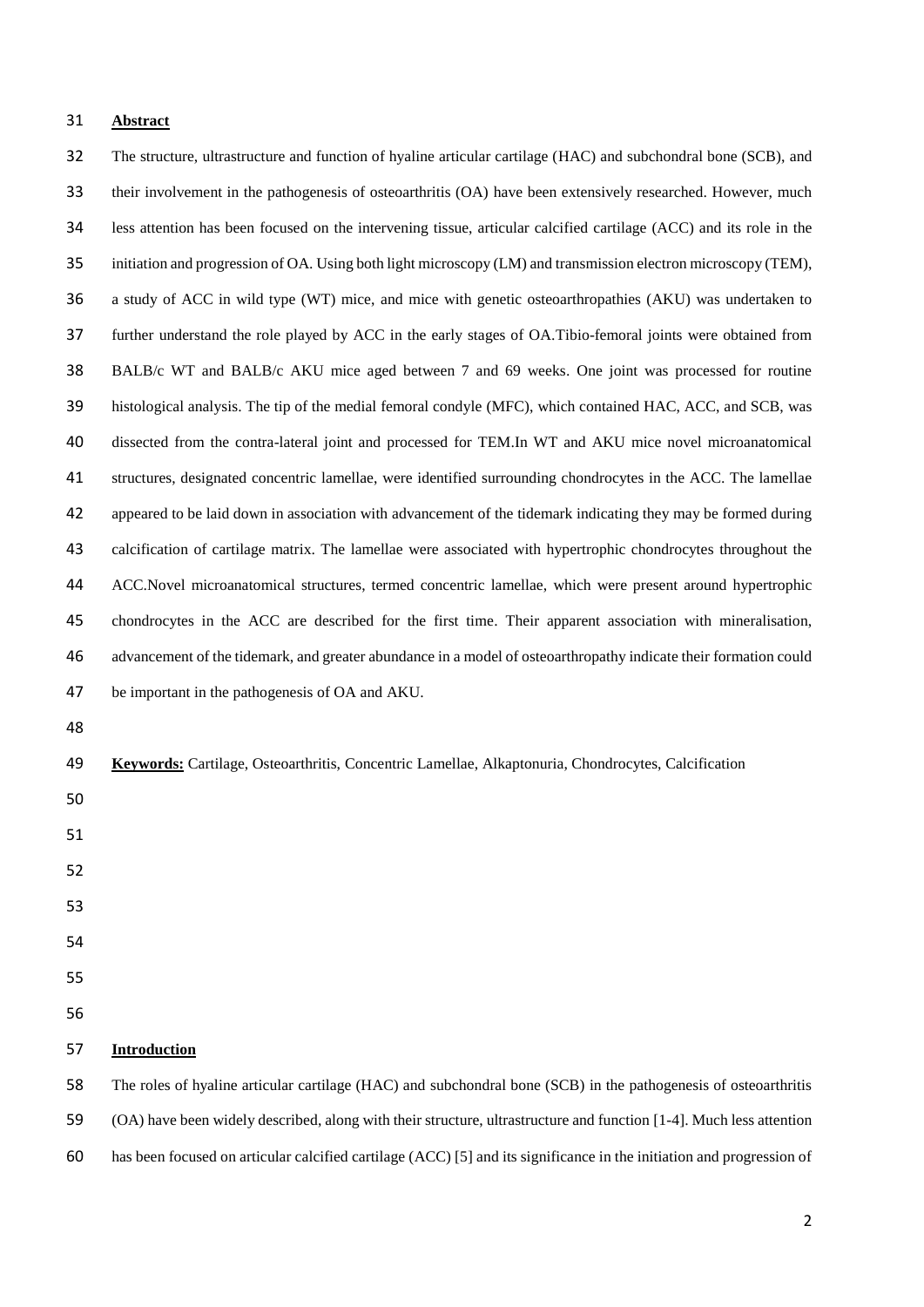## Abstract

The structure, ultrastructure and function of hyaline articular cartilage (HAC) and subchondral bone (SCB), and their involvement in the pathogenesis of osteoarthritis (OA) have been extensively researched. However, much less attention has been focused on the intervening tissue, articular calcified cartilage (ACC) and its role in the initiation and progression of OA. Using both light microscopy (LM) and transmission electron microscopy (TEM), a study of ACC in wild type (WT) mice, and mice with genetic osteoarthropathies (AKU) was undertaken to further understand the role played by ACC in the early stages of OA.Tibio-femoral joints were obtained from BALB/c WT and BALB/c AKU mice aged between 7 and 69 weeks. One joint was processed for routine histological analysis. The tip of the medial femoral condyle (MFC), which contained HAC, ACC, and SCB, was dissected from the contra-lateral joint and processed for TEM.In WT and AKU mice novel microanatomical structures, designated concentric lamellae, were identified surrounding chondrocytes in the ACC. The lamellae appeared to be laid down in association with advancement of the tidemark indicating they may be formed during calcification of cartilage matrix. The lamellae were associated with hypertrophic chondrocytes throughout the ACC.Novel microanatomical structures, termed concentric lamellae, which were present around hypertrophic chondrocytes in the ACC are described for the first time. Their apparent association with mineralisation, advancement of the tidemark, and greater abundance in a model of osteoarthropathy indicate their formation could be important in the pathogenesis of OA and AKU.

**Keywords:** Cartilage, Osteoarthritis, Concentric Lamellae, Alkaptonuria, Chondrocytes, Calcification

## Introduction

The roles of hyaline articular cartilage (HAC) and subchondral bone (SCB) in the pathogenesis of osteoarthritis (OA) have been widely described, along with their structure, ultrastructure and function [1-4]. Much less attention has been focused on articular calcified cartilage (ACC) [5] and its significance in the initiation and progression of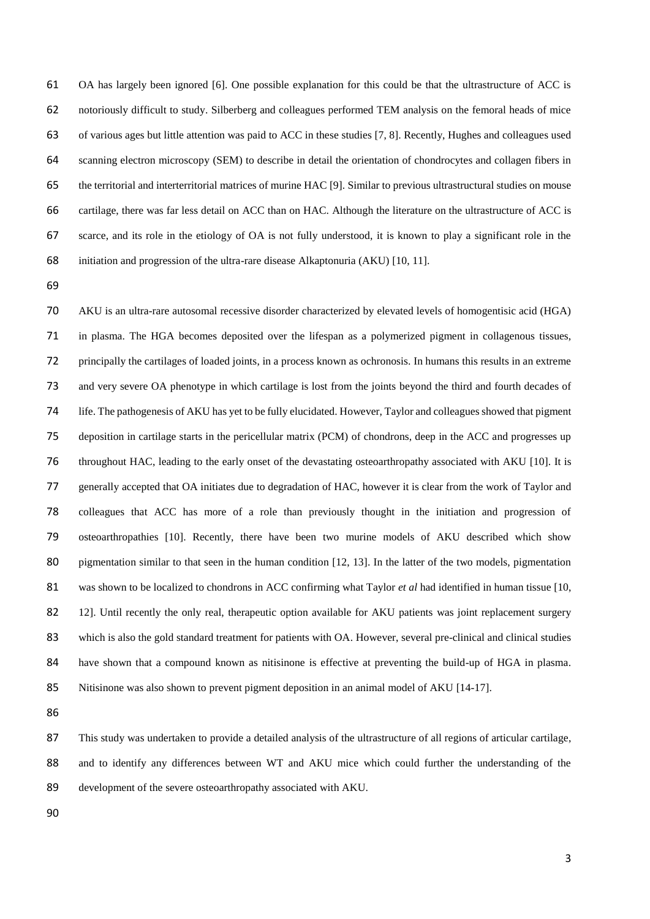OA has largely been ignored [6]. One possible explanation for this could be that the ultrastructure of ACC is notoriously difficult to study. Silberberg and colleagues performed TEM analysis on the femoral heads of mice of various ages but little attention was paid to ACC in these studies [7, 8]. Recently, Hughes and colleagues used scanning electron microscopy (SEM) to describe in detail the orientation of chondrocytes and collagen fibers in the territorial and interterritorial matrices of murine HAC [9]. Similar to previous ultrastructural studies on mouse cartilage, there was far less detail on ACC than on HAC. Although the literature on the ultrastructure of ACC is scarce, and its role in the etiology of OA is not fully understood, it is known to play a significant role in the initiation and progression of the ultra-rare disease Alkaptonuria (AKU) [10, 11].

AKU is an ultra-rare autosomal recessive disorder characterized by elevated levels of homogentisic acid (HGA) in plasma. The HGA becomes deposited over the lifespan as a polymerized pigment in collagenous tissues, principally the cartilages of loaded joints, in a process known as ochronosis. In humans this results in an extreme and very severe OA phenotype in which cartilage is lost from the joints beyond the third and fourth decades of life. The pathogenesis of AKU has yet to be fully elucidated. However, Taylor and colleagues showed that pigment deposition in cartilage starts in the pericellular matrix (PCM) of chondrons, deep in the ACC and progresses up throughout HAC, leading to the early onset of the devastating osteoarthropathy associated with AKU [10]. It is generally accepted that OA initiates due to degradation of HAC, however it is clear from the work of Taylor and colleagues that ACC has more of a role than previously thought in the initiation and progression of osteoarthropathies [10]. Recently, there have been two murine models of AKU described which show pigmentation similar to that seen in the human condition [12, 13]. In the latter of the two models, pigmentation was shown to be localized to chondrons in ACC confirming what Taylor *et al* had identified in human tissue [10, 12]. Until recently the only real, therapeutic option available for AKU patients was joint replacement surgery which is also the gold standard treatment for patients with OA. However, several pre-clinical and clinical studies have shown that a compound known as nitisinone is effective at preventing the build-up of HGA in plasma. Nitisinone was also shown to prevent pigment deposition in an animal model of AKU [14-17].

This study was undertaken to provide a detailed analysis of the ultrastructure of all regions of articular cartilage, and to identify any differences between WT and AKU mice which could further the understanding of the development of the severe osteoarthropathy associated with AKU.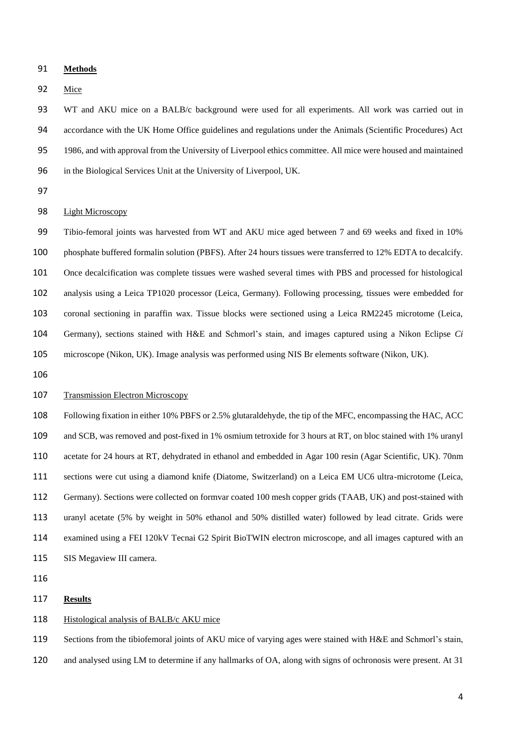## **Methods**

Mice

WT and AKU mice on a BALB/c background were used for all experiments. All work was carried out in accordance with the UK Home Office guidelines and regulations under the Animals (Scientific Procedures) Act 1986, and with approval from the University of Liverpool ethics committee. All mice were housed and maintained in the Biological Services Unit at the University of Liverpool, UK.

Light Microscopy

Tibio-femoral joints was harvested from WT and AKU mice aged between 7 and 69 weeks and fixed in 10% phosphate buffered formalin solution (PBFS). After 24 hours tissues were transferred to 12% EDTA to decalcify. Once decalcification was complete tissues were washed several times with PBS and processed for histological analysis using a Leica TP1020 processor (Leica, Germany). Following processing, tissues were embedded for coronal sectioning in paraffin wax. Tissue blocks were sectioned using a Leica RM2245 microtome (Leica, Germany), sections stained with H&E and Schmorl's stain, and images captured using a Nikon Eclipse *Ci* microscope (Nikon, UK). Image analysis was performed using NIS Br elements software (Nikon, UK).

Transmission Electron Microscopy

Following fixation in either 10% PBFS or 2.5% glutaraldehyde, the tip of the MFC, encompassing the HAC, ACC and SCB, was removed and post-fixed in 1% osmium tetroxide for 3 hours at RT, on bloc stained with 1% uranyl acetate for 24 hours at RT, dehydrated in ethanol and embedded in Agar 100 resin (Agar Scientific, UK). 70nm sections were cut using a diamond knife (Diatome, Switzerland) on a Leica EM UC6 ultra-microtome (Leica, Germany). Sections were collected on formvar coated 100 mesh copper grids (TAAB, UK) and post-stained with uranyl acetate (5% by weight in 50% ethanol and 50% distilled water) followed by lead citrate. Grids were examined using a FEI 120kV Tecnai G2 Spirit BioTWIN electron microscope, and all images captured with an SIS Megaview III camera.

## **Results**

Histological analysis of BALB/c AKU mice

Sections from the tibiofemoral joints of AKU mice of varying ages were stained with H&E and Schmorl's stain, and analysed using LM to determine if any hallmarks of OA, along with signs of ochronosis were present. At 31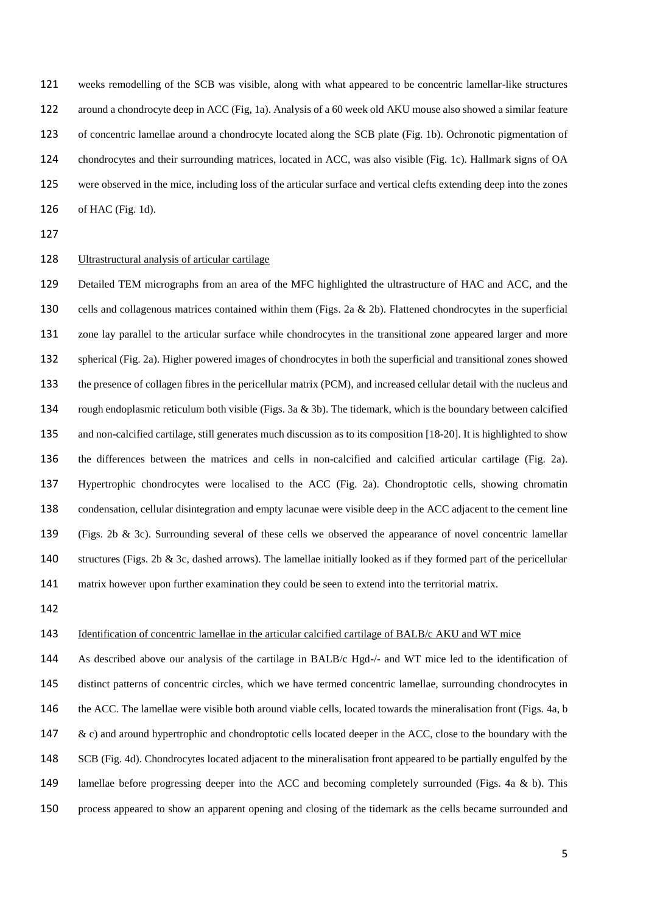weeks remodelling of the SCB was visible, along with what appeared to be concentric lamellar-like structures around a chondrocyte deep in ACC (Fig, 1a). Analysis of a 60 week old AKU mouse also showed a similar feature of concentric lamellae around a chondrocyte located along the SCB plate (Fig. 1b). Ochronotic pigmentation of chondrocytes and their surrounding matrices, located in ACC, was also visible (Fig. 1c). Hallmark signs of OA were observed in the mice, including loss of the articular surface and vertical clefts extending deep into the zones of HAC (Fig. 1d).

Ultrastructural analysis of articular cartilage

Detailed TEM micrographs from an area of the MFC highlighted the ultrastructure of HAC and ACC, and the cells and collagenous matrices contained within them (Figs. 2a & 2b). Flattened chondrocytes in the superficial zone lay parallel to the articular surface while chondrocytes in the transitional zone appeared larger and more spherical (Fig. 2a). Higher powered images of chondrocytes in both the superficial and transitional zones showed the presence of collagen fibres in the pericellular matrix (PCM), and increased cellular detail with the nucleus and rough endoplasmic reticulum both visible (Figs. 3a & 3b). The tidemark, which is the boundary between calcified and non-calcified cartilage, still generates much discussion as to its composition [18-20]. It is highlighted to show the differences between the matrices and cells in non-calcified and calcified articular cartilage (Fig. 2a). Hypertrophic chondrocytes were localised to the ACC (Fig. 2a). Chondroptotic cells, showing chromatin condensation, cellular disintegration and empty lacunae were visible deep in the ACC adjacent to the cement line (Figs. 2b & 3c). Surrounding several of these cells we observed the appearance of novel concentric lamellar structures (Figs. 2b & 3c, dashed arrows). The lamellae initially looked as if they formed part of the pericellular matrix however upon further examination they could be seen to extend into the territorial matrix.

Identification of concentric lamellae in the articular calcified cartilage of BALB/c AKU and WT mice

As described above our analysis of the cartilage in BALB/c Hgd-/- and WT mice led to the identification of distinct patterns of concentric circles, which we have termed concentric lamellae, surrounding chondrocytes in the ACC. The lamellae were visible both around viable cells, located towards the mineralisation front (Figs. 4a, b & c) and around hypertrophic and chondroptotic cells located deeper in the ACC, close to the boundary with the SCB (Fig. 4d). Chondrocytes located adjacent to the mineralisation front appeared to be partially engulfed by the lamellae before progressing deeper into the ACC and becoming completely surrounded (Figs. 4a & b). This process appeared to show an apparent opening and closing of the tidemark as the cells became surrounded and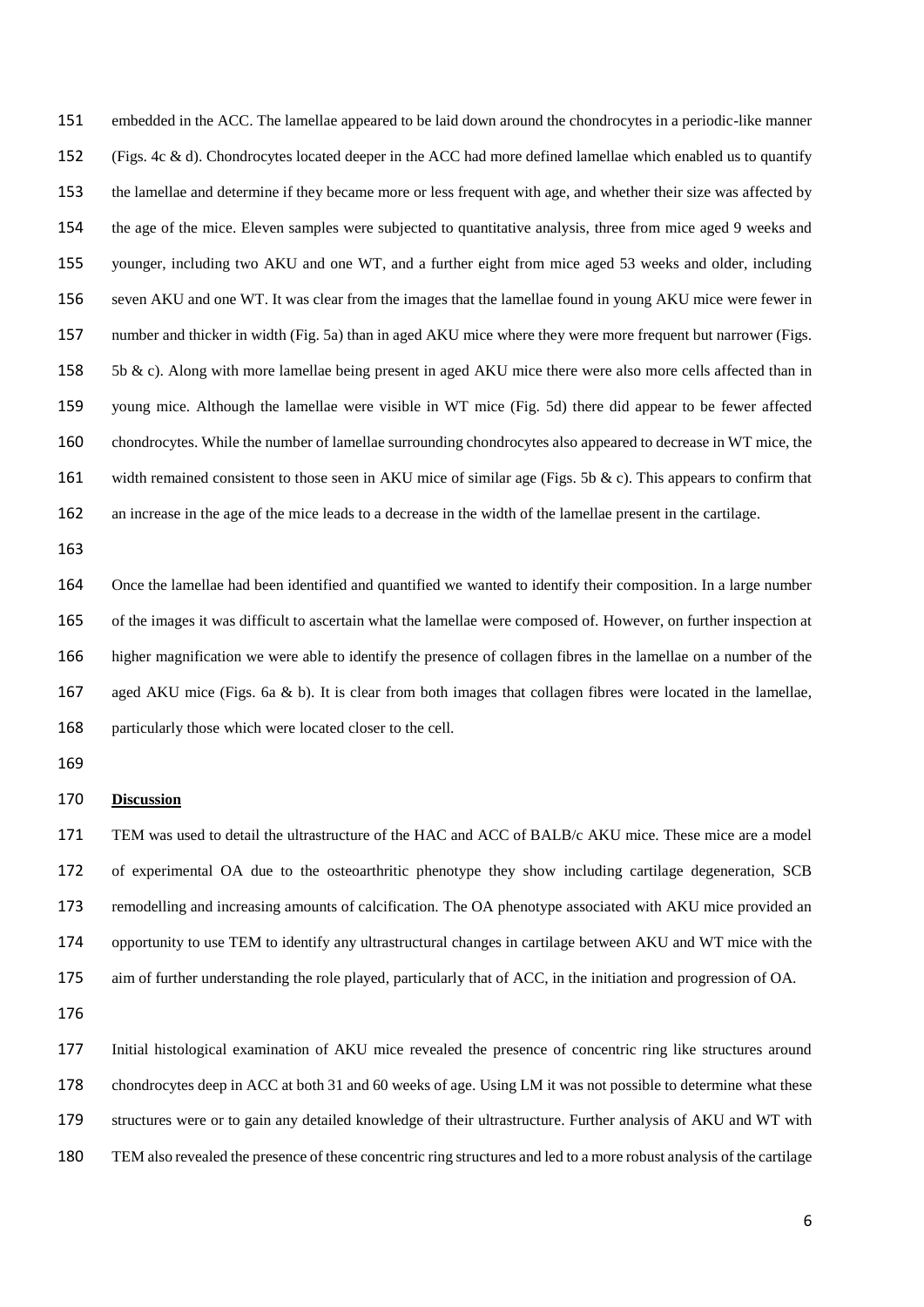embedded in the ACC. The lamellae appeared to be laid down around the chondrocytes in a periodic-like manner (Figs. 4c & d). Chondrocytes located deeper in the ACC had more defined lamellae which enabled us to quantify the lamellae and determine if they became more or less frequent with age, and whether their size was affected by the age of the mice. Eleven samples were subjected to quantitative analysis, three from mice aged 9 weeks and younger, including two AKU and one WT, and a further eight from mice aged 53 weeks and older, including seven AKU and one WT. It was clear from the images that the lamellae found in young AKU mice were fewer in number and thicker in width (Fig. 5a) than in aged AKU mice where they were more frequent but narrower (Figs. 5b & c). Along with more lamellae being present in aged AKU mice there were also more cells affected than in young mice. Although the lamellae were visible in WT mice (Fig. 5d) there did appear to be fewer affected chondrocytes. While the number of lamellae surrounding chondrocytes also appeared to decrease in WT mice, the width remained consistent to those seen in AKU mice of similar age (Figs. 5b & c). This appears to confirm that an increase in the age of the mice leads to a decrease in the width of the lamellae present in the cartilage.

Once the lamellae had been identified and quantified we wanted to identify their composition. In a large number of the images it was difficult to ascertain what the lamellae were composed of. However, on further inspection at higher magnification we were able to identify the presence of collagen fibres in the lamellae on a number of the aged AKU mice (Figs. 6a & b). It is clear from both images that collagen fibres were located in the lamellae, particularly those which were located closer to the cell.

## Discussion

TEM was used to detail the ultrastructure of the HAC and ACC of BALB/c AKU mice. These mice are a model of experimental OA due to the osteoarthritic phenotype they show including cartilage degeneration, SCB remodelling and increasing amounts of calcification. The OA phenotype associated with AKU mice provided an opportunity to use TEM to identify any ultrastructural changes in cartilage between AKU and WT mice with the aim of further understanding the role played, particularly that of ACC, in the initiation and progression of OA.

Initial histological examination of AKU mice revealed the presence of concentric ring like structures around chondrocytes deep in ACC at both 31 and 60 weeks of age. Using LM it was not possible to determine what these structures were or to gain any detailed knowledge of their ultrastructure. Further analysis of AKU and WT with TEM also revealed the presence of these concentric ring structures and led to a more robust analysis of the cartilage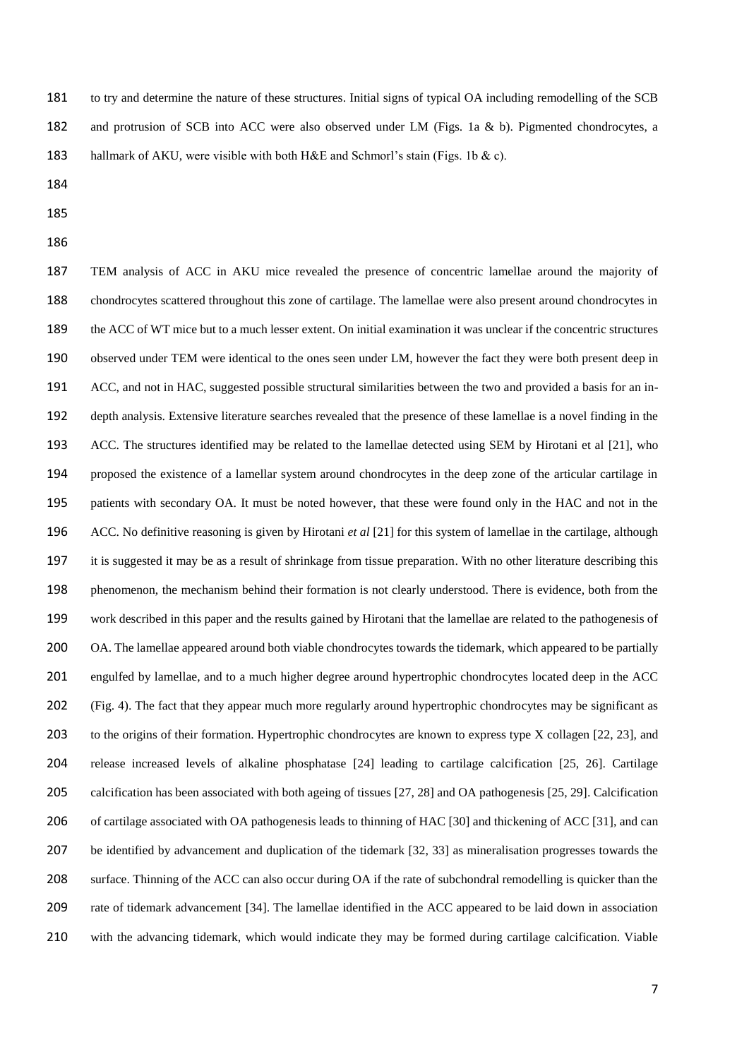to try and determine the nature of these structures. Initial signs of typical OA including remodelling of the SCB and protrusion of SCB into ACC were also observed under LM (Figs. 1a & b). Pigmented chondrocytes, a hallmark of AKU, were visible with both H&E and Schmorl's stain (Figs. 1b & c).

TEM analysis of ACC in AKU mice revealed the presence of concentric lamellae around the majority of chondrocytes scattered throughout this zone of cartilage. The lamellae were also present around chondrocytes in the ACC of WT mice but to a much lesser extent. On initial examination it was unclear if the concentric structures observed under TEM were identical to the ones seen under LM, however the fact they were both present deep in ACC, and not in HAC, suggested possible structural similarities between the two and provided a basis for an in-depth analysis. Extensive literature searches revealed that the presence of these lamellae is a novel finding in the ACC. The structures identified may be related to the lamellae detected using SEM by Hirotani et al [21], who proposed the existence of a lamellar system around chondrocytes in the deep zone of the articular cartilage in patients with secondary OA. It must be noted however, that these were found only in the HAC and not in the ACC. No definitive reasoning is given by Hirotani *et al* [21] for this system of lamellae in the cartilage, although it is suggested it may be as a result of shrinkage from tissue preparation. With no other literature describing this phenomenon, the mechanism behind their formation is not clearly understood. There is evidence, both from the work described in this paper and the results gained by Hirotani that the lamellae are related to the pathogenesis of OA. The lamellae appeared around both viable chondrocytes towards the tidemark, which appeared to be partially engulfed by lamellae, and to a much higher degree around hypertrophic chondrocytes located deep in the ACC (Fig. 4). The fact that they appear much more regularly around hypertrophic chondrocytes may be significant as to the origins of their formation. Hypertrophic chondrocytes are known to express type X collagen [22, 23], and release increased levels of alkaline phosphatase [24] leading to cartilage calcification [25, 26]. Cartilage calcification has been associated with both ageing of tissues [27, 28] and OA pathogenesis [25, 29]. Calcification of cartilage associated with OA pathogenesis leads to thinning of HAC [30] and thickening of ACC [31], and can be identified by advancement and duplication of the tidemark [32, 33] as mineralisation progresses towards the surface. Thinning of the ACC can also occur during OA if the rate of subchondral remodelling is quicker than the rate of tidemark advancement [34]. The lamellae identified in the ACC appeared to be laid down in association with the advancing tidemark, which would indicate they may be formed during cartilage calcification. Viable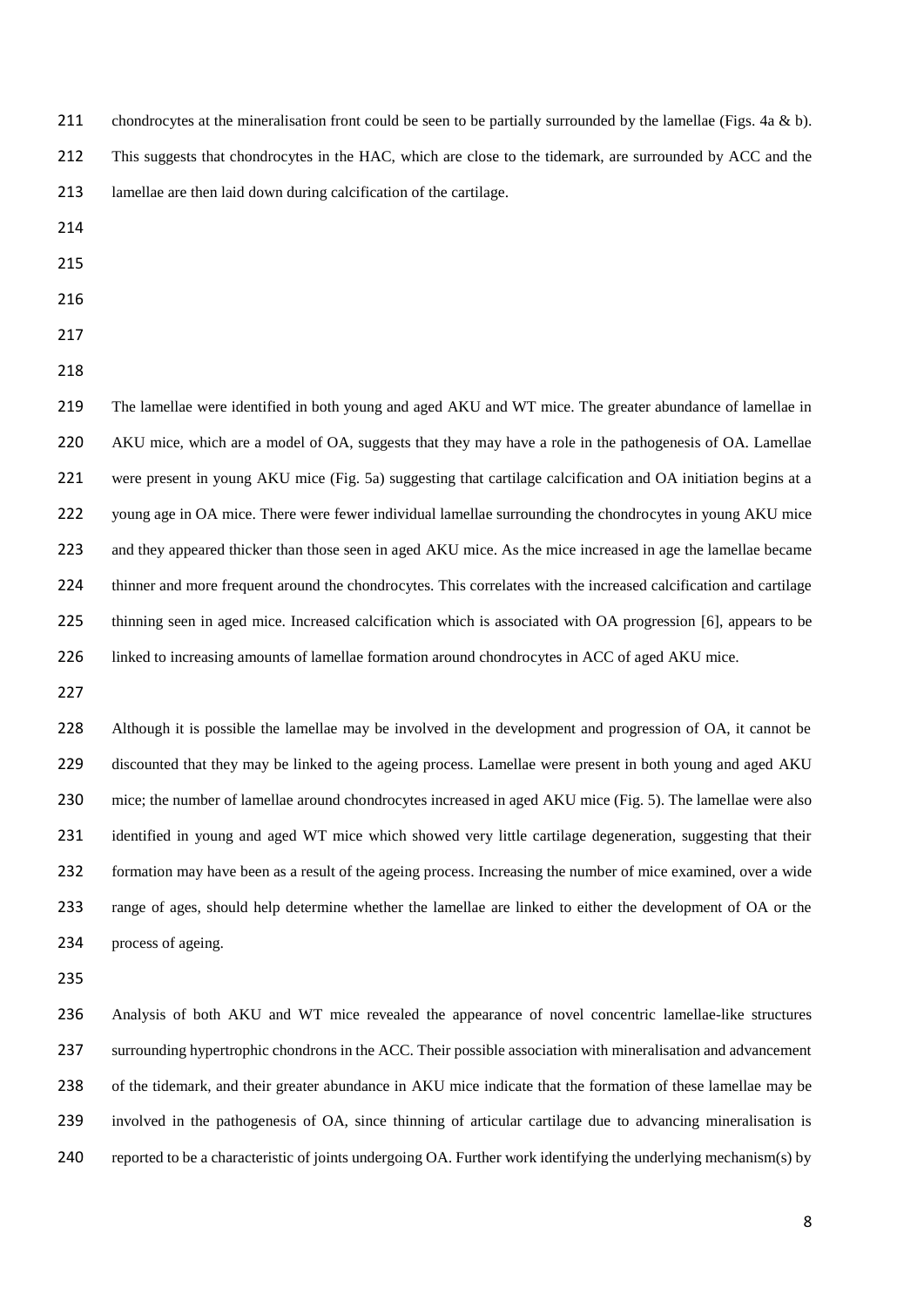chondrocytes at the mineralisation front could be seen to be partially surrounded by the lamellae (Figs. 4a & b). This suggests that chondrocytes in the HAC, which are close to the tidemark, are surrounded by ACC and the lamellae are then laid down during calcification of the cartilage.

The lamellae were identified in both young and aged AKU and WT mice. The greater abundance of lamellae in AKU mice, which are a model of OA, suggests that they may have a role in the pathogenesis of OA. Lamellae were present in young AKU mice (Fig. 5a) suggesting that cartilage calcification and OA initiation begins at a young age in OA mice. There were fewer individual lamellae surrounding the chondrocytes in young AKU mice and they appeared thicker than those seen in aged AKU mice. As the mice increased in age the lamellae became thinner and more frequent around the chondrocytes. This correlates with the increased calcification and cartilage thinning seen in aged mice. Increased calcification which is associated with OA progression [6], appears to be linked to increasing amounts of lamellae formation around chondrocytes in ACC of aged AKU mice.

Although it is possible the lamellae may be involved in the development and progression of OA, it cannot be discounted that they may be linked to the ageing process. Lamellae were present in both young and aged AKU mice; the number of lamellae around chondrocytes increased in aged AKU mice (Fig. 5). The lamellae were also identified in young and aged WT mice which showed very little cartilage degeneration, suggesting that their formation may have been as a result of the ageing process. Increasing the number of mice examined, over a wide range of ages, should help determine whether the lamellae are linked to either the development of OA or the process of ageing.

Analysis of both AKU and WT mice revealed the appearance of novel concentric lamellae-like structures surrounding hypertrophic chondrons in the ACC. Their possible association with mineralisation and advancement of the tidemark, and their greater abundance in AKU mice indicate that the formation of these lamellae may be involved in the pathogenesis of OA, since thinning of articular cartilage due to advancing mineralisation is reported to be a characteristic of joints undergoing OA. Further work identifying the underlying mechanism(s) by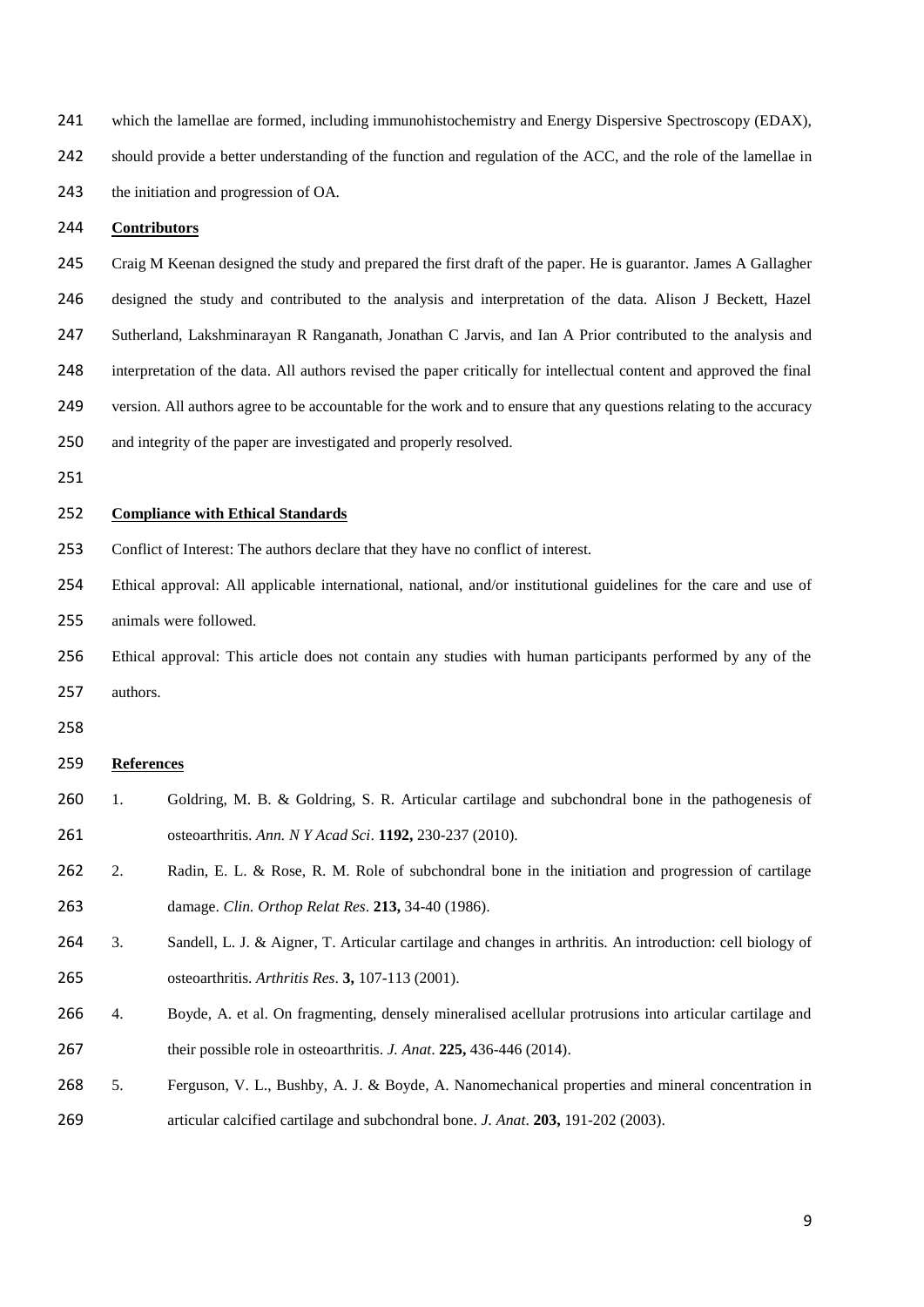which the lamellae are formed, including immunohistochemistry and Energy Dispersive Spectroscopy (EDAX), should provide a better understanding of the function and regulation of the ACC, and the role of the lamellae in the initiation and progression of OA.

## Contributors

Craig M Keenan designed the study and prepared the first draft of the paper. He is guarantor. James A Gallagher designed the study and contributed to the analysis and interpretation of the data. Alison J Beckett, Hazel Sutherland, Lakshminarayan R Ranganath, Jonathan C Jarvis, and Ian A Prior contributed to the analysis and interpretation of the data. All authors revised the paper critically for intellectual content and approved the final version. All authors agree to be accountable for the work and to ensure that any questions relating to the accuracy and integrity of the paper are investigated and properly resolved.

## Compliance with Ethical Standards

Conflict of Interest: The authors declare that they have no conflict of interest.

Ethical approval: All applicable international, national, and/or institutional guidelines for the care and use of animals were followed.

Ethical approval: This article does not contain any studies with human participants performed by any of the authors.

## References

1. Goldring, M. B. & Goldring, S. R. Articular cartilage and subchondral bone in the pathogenesis of osteoarthritis. *Ann. N Y Acad Sci*. **1192,** 230-237 (2010).
2. Radin, E. L. & Rose, R. M. Role of subchondral bone in the initiation and progression of cartilage damage. *Clin. Orthop Relat Res*. **213,** 34-40 (1986).
3. Sandell, L. J. & Aigner, T. Articular cartilage and changes in arthritis. An introduction: cell biology of osteoarthritis. *Arthritis Res*. **3,** 107-113 (2001).
4. Boyde, A. et al. On fragmenting, densely mineralised acellular protrusions into articular cartilage and their possible role in osteoarthritis. *J. Anat*. **225,** 436-446 (2014).
5. Ferguson, V. L., Bushby, A. J. & Boyde, A. Nanomechanical properties and mineral concentration in articular calcified cartilage and subchondral bone. *J. Anat*. **203,** 191-202 (2003).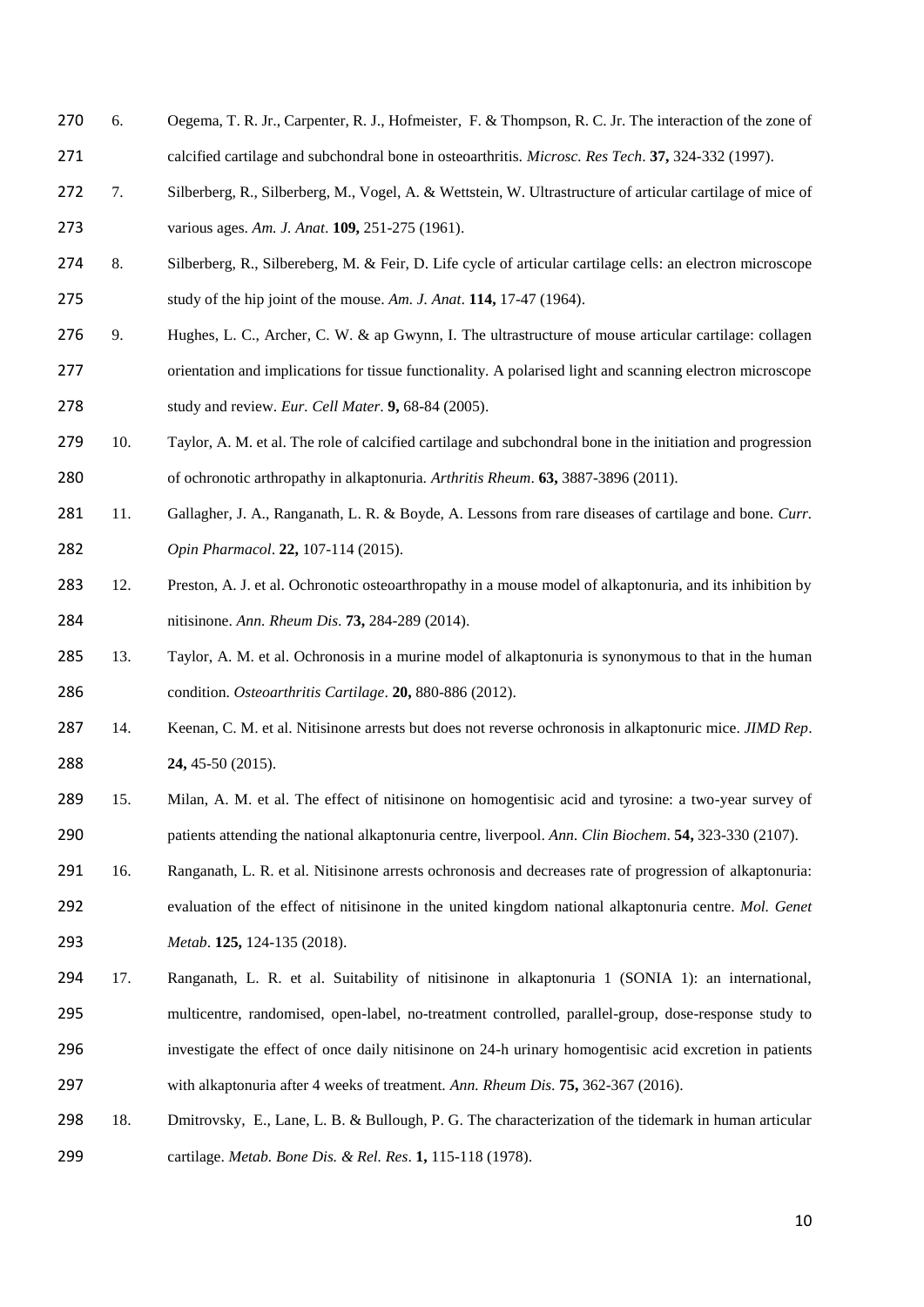6. Oegema, T. R. Jr., Carpenter, R. J., Hofmeister, F. & Thompson, R. C. Jr. The interaction of the zone of calcified cartilage and subchondral bone in osteoarthritis. *Microsc. Res Tech*. **37,** 324-332 (1997).
7. Silberberg, R., Silberberg, M., Vogel, A. & Wettstein, W. Ultrastructure of articular cartilage of mice of various ages. *Am. J. Anat*. **109,** 251-275 (1961).
8. Silberberg, R., Silbereberg, M. & Feir, D. Life cycle of articular cartilage cells: an electron microscope study of the hip joint of the mouse. *Am. J. Anat*. **114,** 17-47 (1964).
9. Hughes, L. C., Archer, C. W. & ap Gwynn, I. The ultrastructure of mouse articular cartilage: collagen orientation and implications for tissue functionality. A polarised light and scanning electron microscope study and review. *Eur. Cell Mater*. **9,** 68-84 (2005).
10. Taylor, A. M. et al. The role of calcified cartilage and subchondral bone in the initiation and progression of ochronotic arthropathy in alkaptonuria. *Arthritis Rheum*. **63,** 3887-3896 (2011).
11. Gallagher, J. A., Ranganath, L. R. & Boyde, A. Lessons from rare diseases of cartilage and bone. *Curr. Opin Pharmacol*. **22,** 107-114 (2015).
12. Preston, A. J. et al. Ochronotic osteoarthropathy in a mouse model of alkaptonuria, and its inhibition by nitisinone. *Ann. Rheum Dis*. **73,** 284-289 (2014).
13. Taylor, A. M. et al. Ochronosis in a murine model of alkaptonuria is synonymous to that in the human condition. *Osteoarthritis Cartilage*. **20,** 880-886 (2012).
14. Keenan, C. M. et al. Nitisinone arrests but does not reverse ochronosis in alkaptonuric mice. *JIMD Rep*. **24,** 45-50 (2015).
15. Milan, A. M. et al. The effect of nitisinone on homogentisic acid and tyrosine: a two-year survey of patients attending the national alkaptonuria centre, liverpool. *Ann. Clin Biochem*. **54,** 323-330 (2107).
16. Ranganath, L. R. et al. Nitisinone arrests ochronosis and decreases rate of progression of alkaptonuria: evaluation of the effect of nitisinone in the united kingdom national alkaptonuria centre. *Mol. Genet Metab*. **125,** 124-135 (2018).
17. Ranganath, L. R. et al. Suitability of nitisinone in alkaptonuria 1 (SONIA 1): an international, multicentre, randomised, open-label, no-treatment controlled, parallel-group, dose-response study to investigate the effect of once daily nitisinone on 24-h urinary homogentisic acid excretion in patients with alkaptonuria after 4 weeks of treatment. *Ann. Rheum Dis*. **75,** 362-367 (2016).
18. Dmitrovsky, E., Lane, L. B. & Bullough, P. G. The characterization of the tidemark in human articular cartilage. *Metab. Bone Dis. & Rel. Res*. **1,** 115-118 (1978).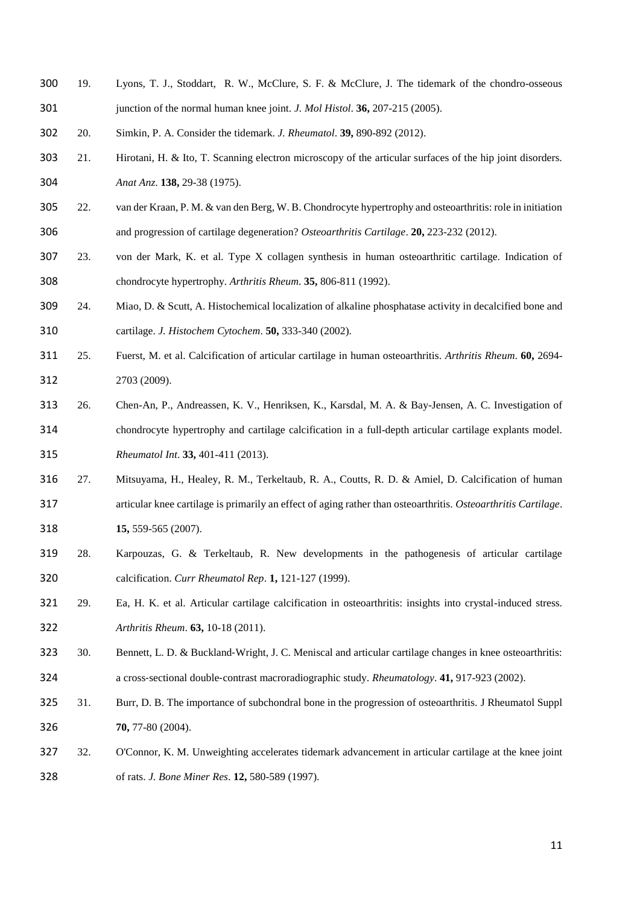19. Lyons, T. J., Stoddart, R. W., McClure, S. F. & McClure, J. The tidemark of the chondro-osseous junction of the normal human knee joint. *J. Mol Histol*. **36,** 207-215 (2005).
20. Simkin, P. A. Consider the tidemark. *J. Rheumatol*. **39,** 890-892 (2012).
21. Hirotani, H. & Ito, T. Scanning electron microscopy of the articular surfaces of the hip joint disorders. *Anat Anz.* **138,** 29-38 (1975).
22. van der Kraan, P. M. & van den Berg, W. B. Chondrocyte hypertrophy and osteoarthritis: role in initiation and progression of cartilage degeneration? *Osteoarthritis Cartilage*. **20,** 223-232 (2012).
23. von der Mark, K. et al. Type X collagen synthesis in human osteoarthritic cartilage. Indication of chondrocyte hypertrophy. *Arthritis Rheum.* **35,** 806-811 (1992).
24. Miao, D. & Scutt, A. Histochemical localization of alkaline phosphatase activity in decalcified bone and cartilage. *J. Histochem Cytochem*. **50,** 333-340 (2002).
25. Fuerst, M. et al. Calcification of articular cartilage in human osteoarthritis. *Arthritis Rheum*. **60,** 2694-2703 (2009).
26. Chen-An, P., Andreassen, K. V., Henriksen, K., Karsdal, M. A. & Bay-Jensen, A. C. Investigation of chondrocyte hypertrophy and cartilage calcification in a full-depth articular cartilage explants model. *Rheumatol Int*. **33,** 401-411 (2013).
27. Mitsuyama, H., Healey, R. M., Terkeltaub, R. A., Coutts, R. D. & Amiel, D. Calcification of human articular knee cartilage is primarily an effect of aging rather than osteoarthritis. *Osteoarthritis Cartilage*. **15,** 559-565 (2007).
28. Karpouzas, G. & Terkeltaub, R. New developments in the pathogenesis of articular cartilage calcification. *Curr Rheumatol Rep*. **1,** 121-127 (1999).
29. Ea, H. K. et al. Articular cartilage calcification in osteoarthritis: insights into crystal-induced stress. *Arthritis Rheum*. **63,** 10-18 (2011).
30. Bennett, L. D. & Buckland‐Wright, J. C. Meniscal and articular cartilage changes in knee osteoarthritis: a cross‐sectional double‐contrast macroradiographic study. *Rheumatology*. **41,** 917-923 (2002).
31. Burr, D. B. The importance of subchondral bone in the progression of osteoarthritis. J Rheumatol Suppl **70,** 77-80 (2004).
32. O'Connor, K. M. Unweighting accelerates tidemark advancement in articular cartilage at the knee joint of rats. *J. Bone Miner Res*. **12,** 580-589 (1997).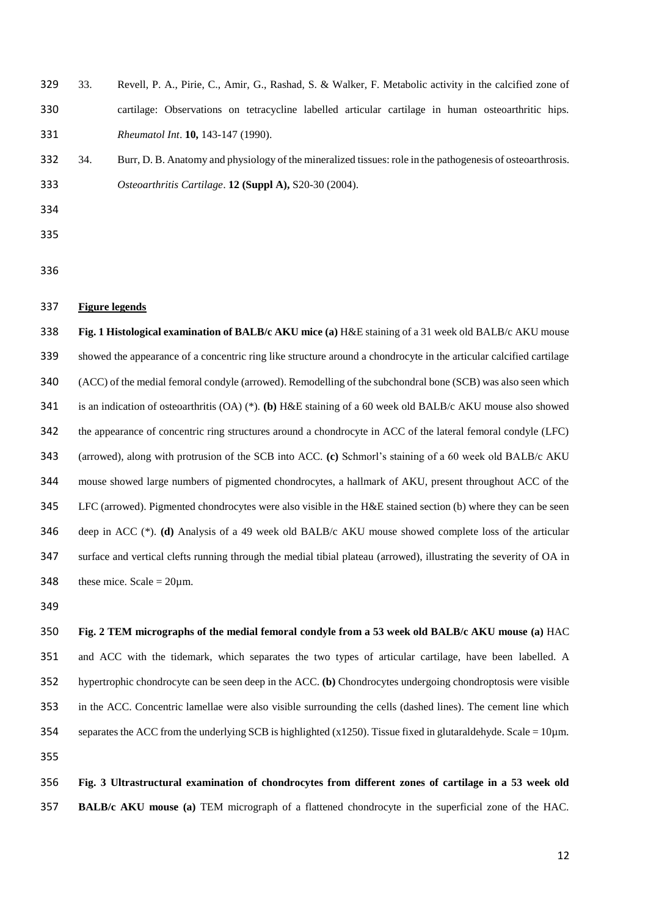33. Revell, P. A., Pirie, C., Amir, G., Rashad, S. & Walker, F. Metabolic activity in the calcified zone of cartilage: Observations on tetracycline labelled articular cartilage in human osteoarthritic hips. *Rheumatol Int*. **10,** 143-147 (1990).

34. Burr, D. B. Anatomy and physiology of the mineralized tissues: role in the pathogenesis of osteoarthrosis. *Osteoarthritis Cartilage*. **12 (Suppl A),** S20-30 (2004).

## Figure legends

**Fig. 1 Histological examination of BALB/c AKU mice (a)** H&E staining of a 31 week old BALB/c AKU mouse showed the appearance of a concentric ring like structure around a chondrocyte in the articular calcified cartilage (ACC) of the medial femoral condyle (arrowed). Remodelling of the subchondral bone (SCB) was also seen which is an indication of osteoarthritis (OA) (*). **(b)** H&E staining of a 60 week old BALB/c AKU mouse also showed the appearance of concentric ring structures around a chondrocyte in ACC of the lateral femoral condyle (LFC) (arrowed), along with protrusion of the SCB into ACC. **(c)** Schmorl's staining of a 60 week old BALB/c AKU mouse showed large numbers of pigmented chondrocytes, a hallmark of AKU, present throughout ACC of the LFC (arrowed). Pigmented chondrocytes were also visible in the H&E stained section (b) where they can be seen deep in ACC (*). **(d)** Analysis of a 49 week old BALB/c AKU mouse showed complete loss of the articular surface and vertical clefts running through the medial tibial plateau (arrowed), illustrating the severity of OA in these mice. Scale = 20µm.

**Fig. 2 TEM micrographs of the medial femoral condyle from a 53 week old BALB/c AKU mouse (a)** HAC and ACC with the tidemark, which separates the two types of articular cartilage, have been labelled. A hypertrophic chondrocyte can be seen deep in the ACC. **(b)** Chondrocytes undergoing chondroptosis were visible in the ACC. Concentric lamellae were also visible surrounding the cells (dashed lines). The cement line which separates the ACC from the underlying SCB is highlighted (x1250). Tissue fixed in glutaraldehyde. Scale = 10µm.

**Fig. 3 Ultrastructural examination of chondrocytes from different zones of cartilage in a 53 week old BALB/c AKU mouse (a)** TEM micrograph of a flattened chondrocyte in the superficial zone of the HAC.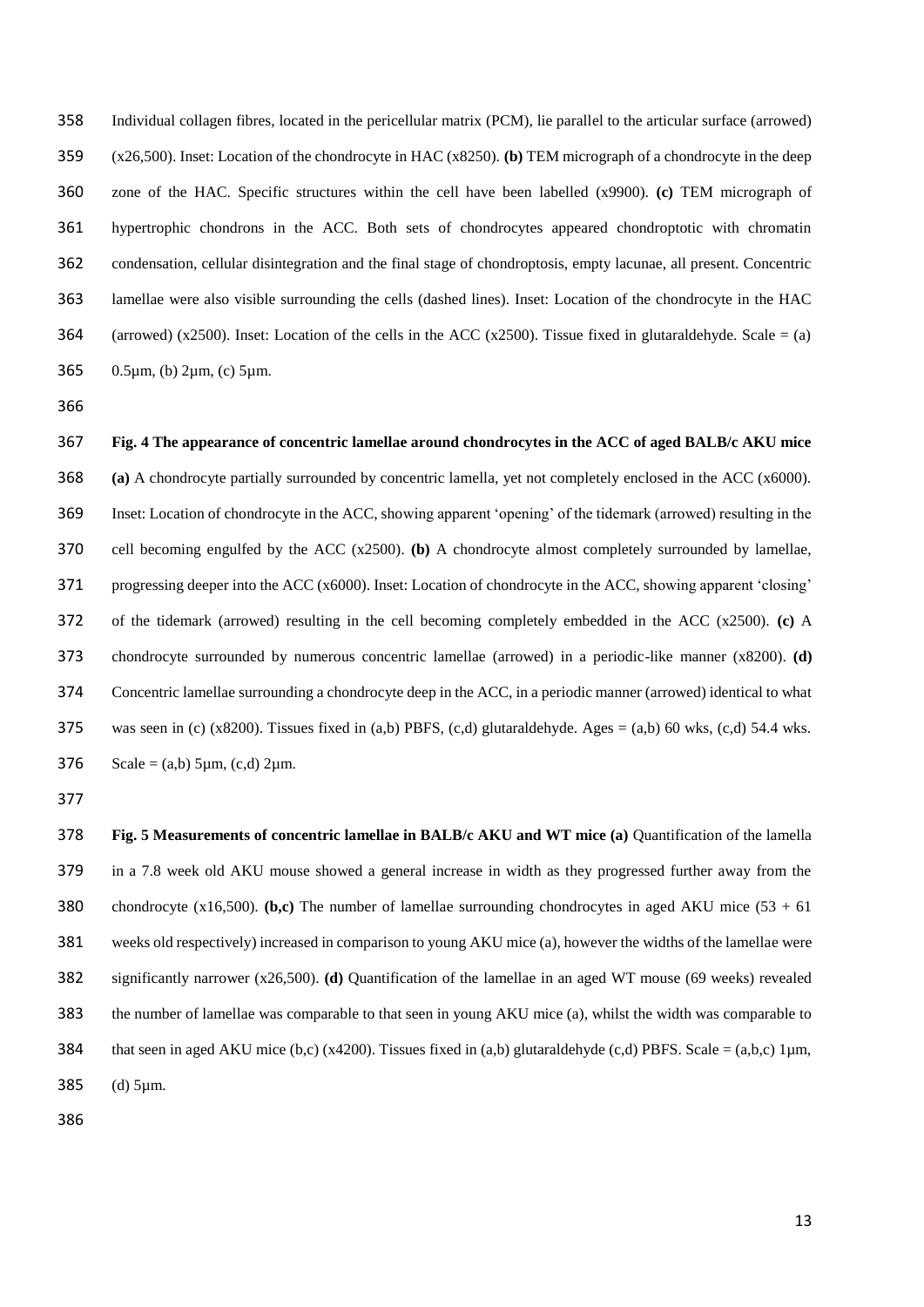Individual collagen fibres, located in the pericellular matrix (PCM), lie parallel to the articular surface (arrowed) (x26,500). Inset: Location of the chondrocyte in HAC (x8250). **(b)** TEM micrograph of a chondrocyte in the deep zone of the HAC. Specific structures within the cell have been labelled (x9900). **(c)** TEM micrograph of hypertrophic chondrons in the ACC. Both sets of chondrocytes appeared chondroptotic with chromatin condensation, cellular disintegration and the final stage of chondroptosis, empty lacunae, all present. Concentric lamellae were also visible surrounding the cells (dashed lines). Inset: Location of the chondrocyte in the HAC (arrowed) (x2500). Inset: Location of the cells in the ACC (x2500). Tissue fixed in glutaraldehyde. Scale = (a) 0.5µm, (b) 2µm, (c) 5µm.

**Fig. 4 The appearance of concentric lamellae around chondrocytes in the ACC of aged BALB/c AKU mice** **(a)** A chondrocyte partially surrounded by concentric lamella, yet not completely enclosed in the ACC (x6000). Inset: Location of chondrocyte in the ACC, showing apparent 'opening' of the tidemark (arrowed) resulting in the cell becoming engulfed by the ACC (x2500). **(b)** A chondrocyte almost completely surrounded by lamellae, progressing deeper into the ACC (x6000). Inset: Location of chondrocyte in the ACC, showing apparent 'closing' of the tidemark (arrowed) resulting in the cell becoming completely embedded in the ACC (x2500). **(c)** A chondrocyte surrounded by numerous concentric lamellae (arrowed) in a periodic-like manner (x8200). **(d)** Concentric lamellae surrounding a chondrocyte deep in the ACC, in a periodic manner (arrowed) identical to what was seen in (c) (x8200). Tissues fixed in (a,b) PBFS, (c,d) glutaraldehyde. Ages = (a,b) 60 wks, (c,d) 54.4 wks. Scale = (a,b) 5µm, (c,d) 2µm.

**Fig. 5 Measurements of concentric lamellae in BALB/c AKU and WT mice (a)** Quantification of the lamella in a 7.8 week old AKU mouse showed a general increase in width as they progressed further away from the chondrocyte (x16,500). **(b,c)** The number of lamellae surrounding chondrocytes in aged AKU mice (53 + 61 weeks old respectively) increased in comparison to young AKU mice (a), however the widths of the lamellae were significantly narrower (x26,500). **(d)** Quantification of the lamellae in an aged WT mouse (69 weeks) revealed the number of lamellae was comparable to that seen in young AKU mice (a), whilst the width was comparable to that seen in aged AKU mice (b,c) (x4200). Tissues fixed in (a,b) glutaraldehyde (c,d) PBFS. Scale = (a,b,c) 1µm, (d) 5µm.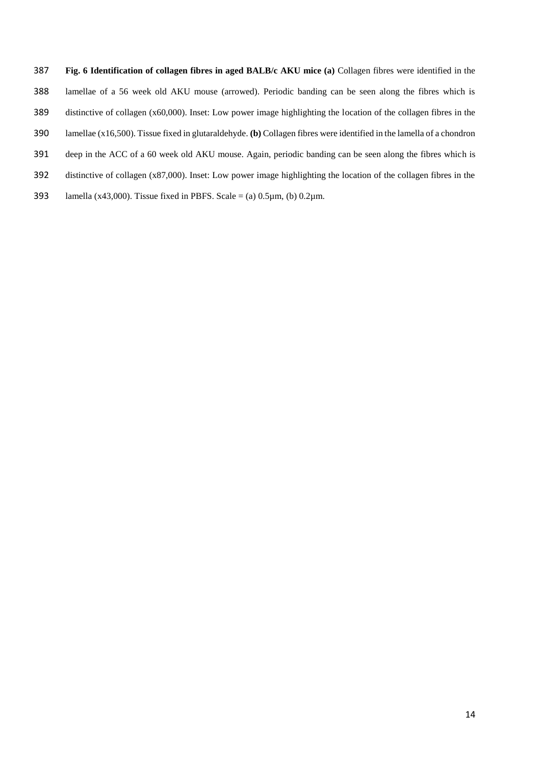**Fig. 6 Identification of collagen fibres in aged BALB/c AKU mice (a)** Collagen fibres were identified in the lamellae of a 56 week old AKU mouse (arrowed). Periodic banding can be seen along the fibres which is distinctive of collagen (x60,000). Inset: Low power image highlighting the location of the collagen fibres in the lamellae (x16,500). Tissue fixed in glutaraldehyde. **(b)** Collagen fibres were identified in the lamella of a chondron deep in the ACC of a 60 week old AKU mouse. Again, periodic banding can be seen along the fibres which is distinctive of collagen (x87,000). Inset: Low power image highlighting the location of the collagen fibres in the lamella (x43,000). Tissue fixed in PBFS. Scale = (a) 0.5µm, (b) 0.2µm.